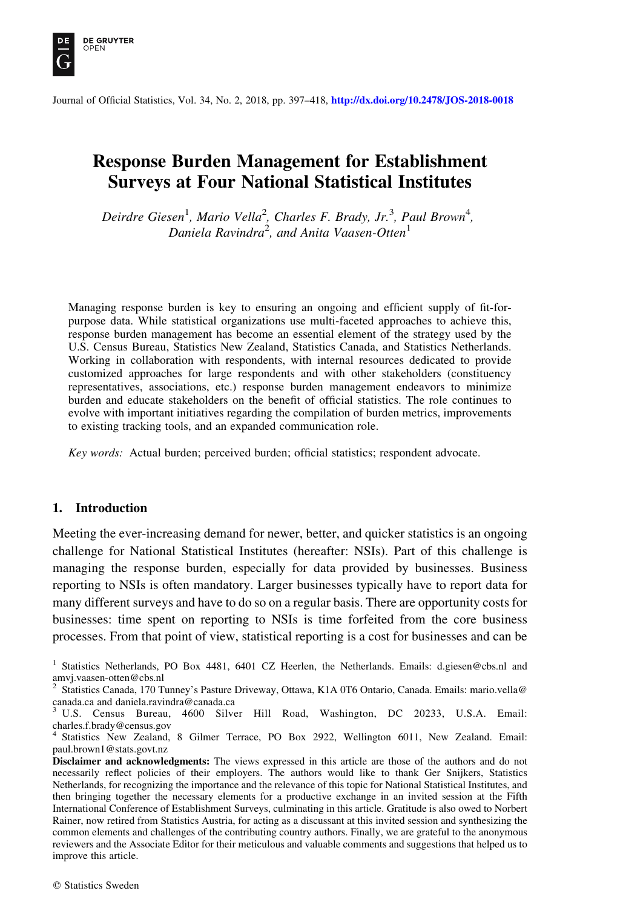# Response Burden Management for Establishment Surveys at Four National Statistical Institutes

*Deirdre Giesen[1], Mario Vella[2], Charles F. Brady, Jr.[3], Paul Brown[4], Daniela Ravindra[2], and Anita Vaasen-Otten[1]*

Managing response burden is key to ensuring an ongoing and efficient supply of fit-for-purpose data. While statistical organizations use multi-faceted approaches to achieve this, response burden management has become an essential element of the strategy used by the U.S. Census Bureau, Statistics New Zealand, Statistics Canada, and Statistics Netherlands. Working in collaboration with respondents, with internal resources dedicated to provide customized approaches for large respondents and with other stakeholders (constituency representatives, associations, etc.) response burden management endeavors to minimize burden and educate stakeholders on the benefit of official statistics. The role continues to evolve with important initiatives regarding the compilation of burden metrics, improvements to existing tracking tools, and an expanded communication role.

*Key words:* Actual burden; perceived burden; official statistics; respondent advocate.

## 1. Introduction

Meeting the ever-increasing demand for newer, better, and quicker statistics is an ongoing challenge for National Statistical Institutes (hereafter: NSIs). Part of this challenge is managing the response burden, especially for data provided by businesses. Business reporting to NSIs is often mandatory. Larger businesses typically have to report data for many different surveys and have to do so on a regular basis. There are opportunity costs for businesses: time spent on reporting to NSIs is time forfeited from the core business processes. From that point of view, statistical reporting is a cost for businesses and can be

[1] Statistics Netherlands, PO Box 4481, 6401 CZ Heerlen, the Netherlands. Emails: d.giesen@cbs.nl and amvj.vaasen-otten@cbs.nl

[2] Statistics Canada, 170 Tunney's Pasture Driveway, Ottawa, K1A 0T6 Ontario, Canada. Emails: mario.vella@canada.ca and daniela.ravindra@canada.ca

[3] U.S. Census Bureau, 4600 Silver Hill Road, Washington, DC 20233, U.S.A. Email: charles.f.brady@census.gov

[4] Statistics New Zealand, 8 Gilmer Terrace, PO Box 2922, Wellington 6011, New Zealand. Email: paul.brown1@stats.govt.nz

**Disclaimer and acknowledgments:** The views expressed in this article are those of the authors and do not necessarily reflect policies of their employers. The authors would like to thank Ger Snijkers, Statistics Netherlands, for recognizing the importance and the relevance of this topic for National Statistical Institutes, and then bringing together the necessary elements for a productive exchange in an invited session at the Fifth International Conference of Establishment Surveys, culminating in this article. Gratitude is also owed to Norbert Rainer, now retired from Statistics Austria, for acting as a discussant at this invited session and synthesizing the common elements and challenges of the contributing country authors. Finally, we are grateful to the anonymous reviewers and the Associate Editor for their meticulous and valuable comments and suggestions that helped us to improve this article.

© Statistics Sweden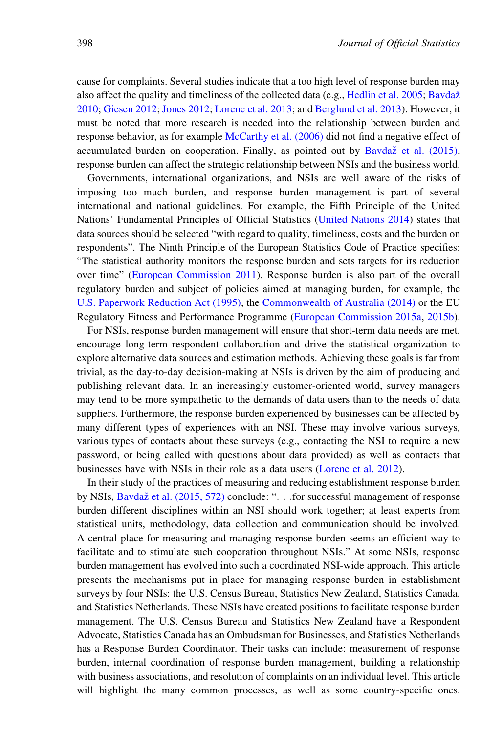cause for complaints. Several studies indicate that a too high level of response burden may also affect the quality and timeliness of the collected data (e.g., Hedlin et al. 2005; Bavdaž 2010; Giesen 2012; Jones 2012; Lorenc et al. 2013; and Berglund et al. 2013). However, it must be noted that more research is needed into the relationship between burden and response behavior, as for example McCarthy et al. (2006) did not find a negative effect of accumulated burden on cooperation. Finally, as pointed out by Bavdaž et al. (2015), response burden can affect the strategic relationship between NSIs and the business world.

Governments, international organizations, and NSIs are well aware of the risks of imposing too much burden, and response burden management is part of several international and national guidelines. For example, the Fifth Principle of the United Nations' Fundamental Principles of Official Statistics (United Nations 2014) states that data sources should be selected "with regard to quality, timeliness, costs and the burden on respondents". The Ninth Principle of the European Statistics Code of Practice specifies: "The statistical authority monitors the response burden and sets targets for its reduction over time" (European Commission 2011). Response burden is also part of the overall regulatory burden and subject of policies aimed at managing burden, for example, the U.S. Paperwork Reduction Act (1995), the Commonwealth of Australia (2014) or the EU Regulatory Fitness and Performance Programme (European Commission 2015a, 2015b).

For NSIs, response burden management will ensure that short-term data needs are met, encourage long-term respondent collaboration and drive the statistical organization to explore alternative data sources and estimation methods. Achieving these goals is far from trivial, as the day-to-day decision-making at NSIs is driven by the aim of producing and publishing relevant data. In an increasingly customer-oriented world, survey managers may tend to be more sympathetic to the demands of data users than to the needs of data suppliers. Furthermore, the response burden experienced by businesses can be affected by many different types of experiences with an NSI. These may involve various surveys, various types of contacts about these surveys (e.g., contacting the NSI to require a new password, or being called with questions about data provided) as well as contacts that businesses have with NSIs in their role as a data users (Lorenc et al. 2012).

In their study of the practices of measuring and reducing establishment response burden by NSIs, Bavdaž et al. (2015, 572) conclude: ". . .for successful management of response burden different disciplines within an NSI should work together; at least experts from statistical units, methodology, data collection and communication should be involved. A central place for measuring and managing response burden seems an efficient way to facilitate and to stimulate such cooperation throughout NSIs." At some NSIs, response burden management has evolved into such a coordinated NSI-wide approach. This article presents the mechanisms put in place for managing response burden in establishment surveys by four NSIs: the U.S. Census Bureau, Statistics New Zealand, Statistics Canada, and Statistics Netherlands. These NSIs have created positions to facilitate response burden management. The U.S. Census Bureau and Statistics New Zealand have a Respondent Advocate, Statistics Canada has an Ombudsman for Businesses, and Statistics Netherlands has a Response Burden Coordinator. Their tasks can include: measurement of response burden, internal coordination of response burden management, building a relationship with business associations, and resolution of complaints on an individual level. This article will highlight the many common processes, as well as some country-specific ones.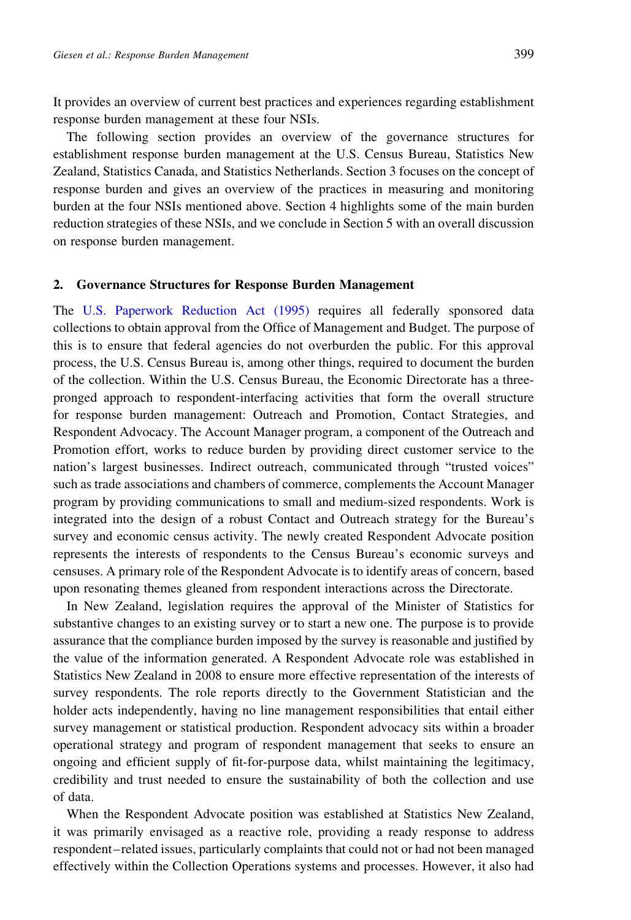It provides an overview of current best practices and experiences regarding establishment response burden management at these four NSIs.

The following section provides an overview of the governance structures for establishment response burden management at the U.S. Census Bureau, Statistics New Zealand, Statistics Canada, and Statistics Netherlands. Section 3 focuses on the concept of response burden and gives an overview of the practices in measuring and monitoring burden at the four NSIs mentioned above. Section 4 highlights some of the main burden reduction strategies of these NSIs, and we conclude in Section 5 with an overall discussion on response burden management.

## 2. Governance Structures for Response Burden Management

The U.S. Paperwork Reduction Act (1995) requires all federally sponsored data collections to obtain approval from the Office of Management and Budget. The purpose of this is to ensure that federal agencies do not overburden the public. For this approval process, the U.S. Census Bureau is, among other things, required to document the burden of the collection. Within the U.S. Census Bureau, the Economic Directorate has a three-pronged approach to respondent-interfacing activities that form the overall structure for response burden management: Outreach and Promotion, Contact Strategies, and Respondent Advocacy. The Account Manager program, a component of the Outreach and Promotion effort, works to reduce burden by providing direct customer service to the nation's largest businesses. Indirect outreach, communicated through "trusted voices" such as trade associations and chambers of commerce, complements the Account Manager program by providing communications to small and medium-sized respondents. Work is integrated into the design of a robust Contact and Outreach strategy for the Bureau's survey and economic census activity. The newly created Respondent Advocate position represents the interests of respondents to the Census Bureau's economic surveys and censuses. A primary role of the Respondent Advocate is to identify areas of concern, based upon resonating themes gleaned from respondent interactions across the Directorate.

In New Zealand, legislation requires the approval of the Minister of Statistics for substantive changes to an existing survey or to start a new one. The purpose is to provide assurance that the compliance burden imposed by the survey is reasonable and justified by the value of the information generated. A Respondent Advocate role was established in Statistics New Zealand in 2008 to ensure more effective representation of the interests of survey respondents. The role reports directly to the Government Statistician and the holder acts independently, having no line management responsibilities that entail either survey management or statistical production. Respondent advocacy sits within a broader operational strategy and program of respondent management that seeks to ensure an ongoing and efficient supply of fit-for-purpose data, whilst maintaining the legitimacy, credibility and trust needed to ensure the sustainability of both the collection and use of data.

When the Respondent Advocate position was established at Statistics New Zealand, it was primarily envisaged as a reactive role, providing a ready response to address respondent–related issues, particularly complaints that could not or had not been managed effectively within the Collection Operations systems and processes. However, it also had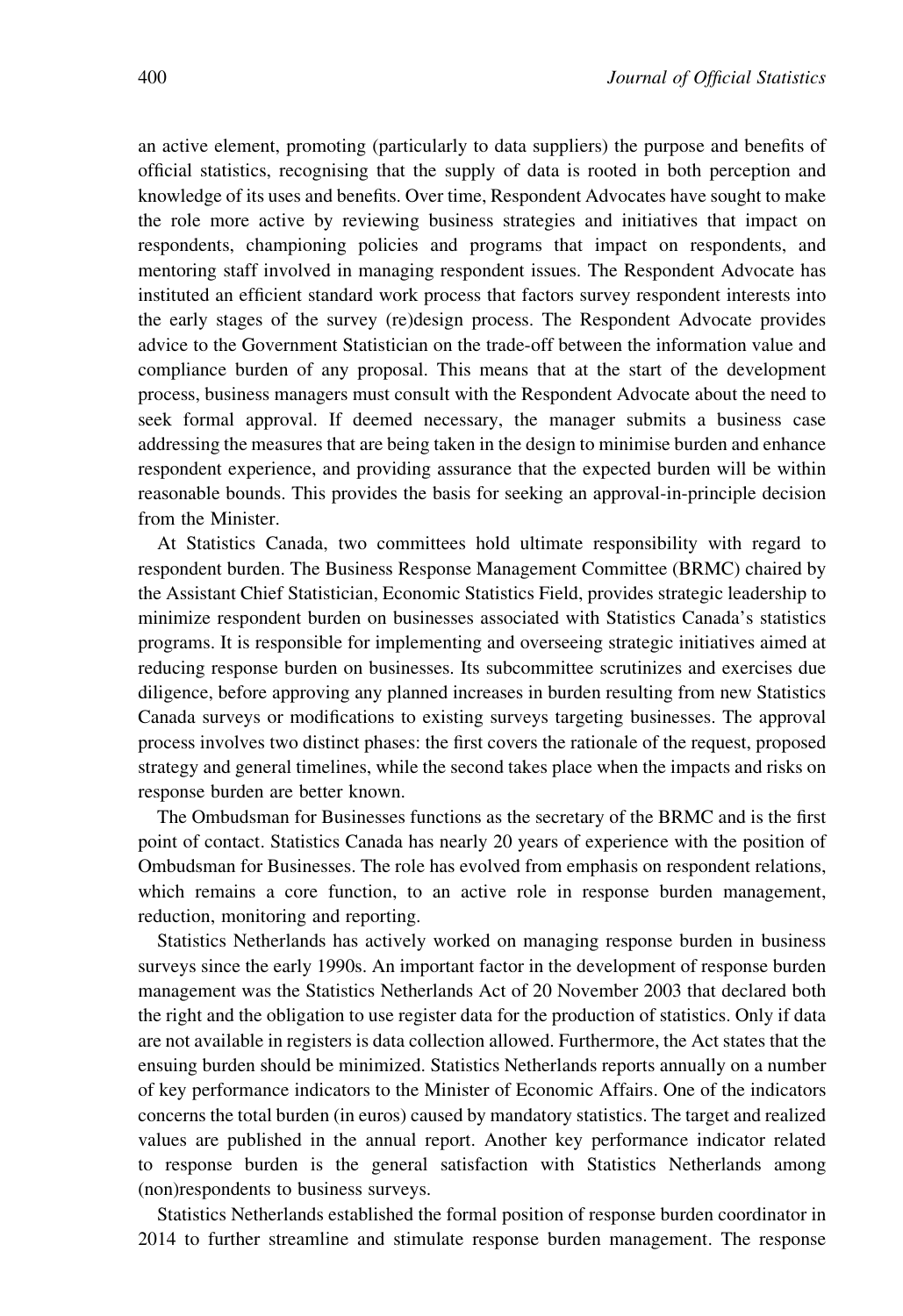an active element, promoting (particularly to data suppliers) the purpose and benefits of official statistics, recognising that the supply of data is rooted in both perception and knowledge of its uses and benefits. Over time, Respondent Advocates have sought to make the role more active by reviewing business strategies and initiatives that impact on respondents, championing policies and programs that impact on respondents, and mentoring staff involved in managing respondent issues. The Respondent Advocate has instituted an efficient standard work process that factors survey respondent interests into the early stages of the survey (re)design process. The Respondent Advocate provides advice to the Government Statistician on the trade-off between the information value and compliance burden of any proposal. This means that at the start of the development process, business managers must consult with the Respondent Advocate about the need to seek formal approval. If deemed necessary, the manager submits a business case addressing the measures that are being taken in the design to minimise burden and enhance respondent experience, and providing assurance that the expected burden will be within reasonable bounds. This provides the basis for seeking an approval-in-principle decision from the Minister.

At Statistics Canada, two committees hold ultimate responsibility with regard to respondent burden. The Business Response Management Committee (BRMC) chaired by the Assistant Chief Statistician, Economic Statistics Field, provides strategic leadership to minimize respondent burden on businesses associated with Statistics Canada's statistics programs. It is responsible for implementing and overseeing strategic initiatives aimed at reducing response burden on businesses. Its subcommittee scrutinizes and exercises due diligence, before approving any planned increases in burden resulting from new Statistics Canada surveys or modifications to existing surveys targeting businesses. The approval process involves two distinct phases: the first covers the rationale of the request, proposed strategy and general timelines, while the second takes place when the impacts and risks on response burden are better known.

The Ombudsman for Businesses functions as the secretary of the BRMC and is the first point of contact. Statistics Canada has nearly 20 years of experience with the position of Ombudsman for Businesses. The role has evolved from emphasis on respondent relations, which remains a core function, to an active role in response burden management, reduction, monitoring and reporting.

Statistics Netherlands has actively worked on managing response burden in business surveys since the early 1990s. An important factor in the development of response burden management was the Statistics Netherlands Act of 20 November 2003 that declared both the right and the obligation to use register data for the production of statistics. Only if data are not available in registers is data collection allowed. Furthermore, the Act states that the ensuing burden should be minimized. Statistics Netherlands reports annually on a number of key performance indicators to the Minister of Economic Affairs. One of the indicators concerns the total burden (in euros) caused by mandatory statistics. The target and realized values are published in the annual report. Another key performance indicator related to response burden is the general satisfaction with Statistics Netherlands among (non)respondents to business surveys.

Statistics Netherlands established the formal position of response burden coordinator in 2014 to further streamline and stimulate response burden management. The response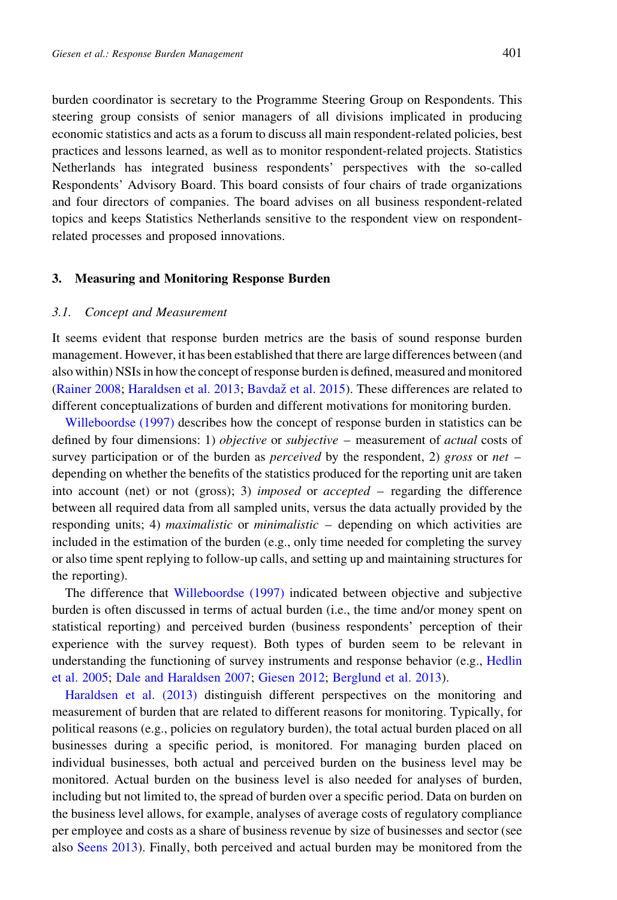burden coordinator is secretary to the Programme Steering Group on Respondents. This steering group consists of senior managers of all divisions implicated in producing economic statistics and acts as a forum to discuss all main respondent-related policies, best practices and lessons learned, as well as to monitor respondent-related projects. Statistics Netherlands has integrated business respondents' perspectives with the so-called Respondents' Advisory Board. This board consists of four chairs of trade organizations and four directors of companies. The board advises on all business respondent-related topics and keeps Statistics Netherlands sensitive to the respondent view on respondent-related processes and proposed innovations.

## 3. Measuring and Monitoring Response Burden

### 3.1. Concept and Measurement

It seems evident that response burden metrics are the basis of sound response burden management. However, it has been established that there are large differences between (and also within) NSIs in how the concept of response burden is defined, measured and monitored (Rainer 2008; Haraldsen et al. 2013; Bavdaž et al. 2015). These differences are related to different conceptualizations of burden and different motivations for monitoring burden.

Willeboordse (1997) describes how the concept of response burden in statistics can be defined by four dimensions: 1) *objective* or *subjective* – measurement of *actual* costs of survey participation or of the burden as *perceived* by the respondent, 2) *gross* or *net* – depending on whether the benefits of the statistics produced for the reporting unit are taken into account (net) or not (gross); 3) *imposed* or *accepted* – regarding the difference between all required data from all sampled units, versus the data actually provided by the responding units; 4) *maximalistic* or *minimalistic* – depending on which activities are included in the estimation of the burden (e.g., only time needed for completing the survey or also time spent replying to follow-up calls, and setting up and maintaining structures for the reporting).

The difference that Willeboordse (1997) indicated between objective and subjective burden is often discussed in terms of actual burden (i.e., the time and/or money spent on statistical reporting) and perceived burden (business respondents' perception of their experience with the survey request). Both types of burden seem to be relevant in understanding the functioning of survey instruments and response behavior (e.g., Hedlin et al. 2005; Dale and Haraldsen 2007; Giesen 2012; Berglund et al. 2013).

Haraldsen et al. (2013) distinguish different perspectives on the monitoring and measurement of burden that are related to different reasons for monitoring. Typically, for political reasons (e.g., policies on regulatory burden), the total actual burden placed on all businesses during a specific period, is monitored. For managing burden placed on individual businesses, both actual and perceived burden on the business level may be monitored. Actual burden on the business level is also needed for analyses of burden, including but not limited to, the spread of burden over a specific period. Data on burden on the business level allows, for example, analyses of average costs of regulatory compliance per employee and costs as a share of business revenue by size of businesses and sector (see also Seens 2013). Finally, both perceived and actual burden may be monitored from the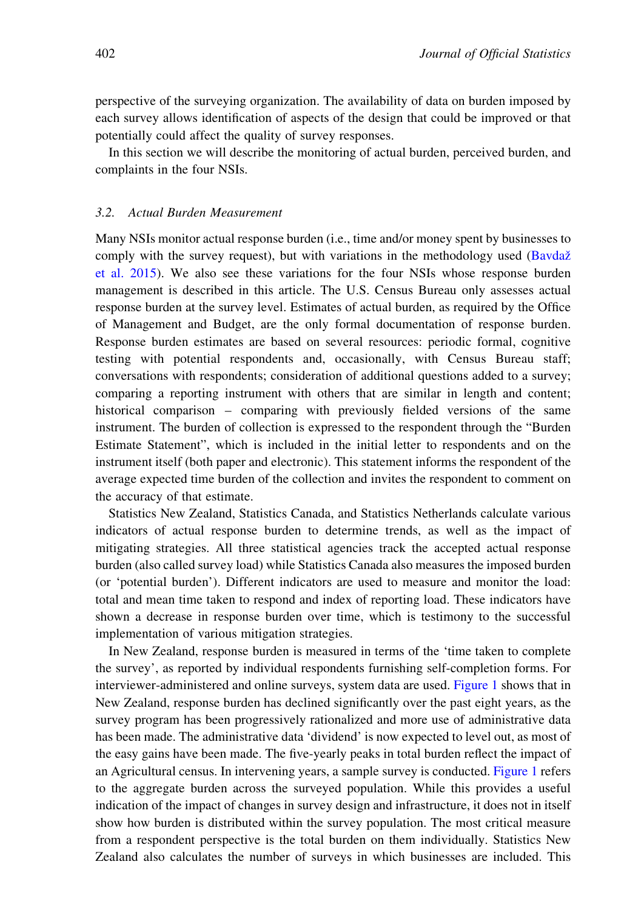perspective of the surveying organization. The availability of data on burden imposed by each survey allows identification of aspects of the design that could be improved or that potentially could affect the quality of survey responses.

In this section we will describe the monitoring of actual burden, perceived burden, and complaints in the four NSIs.

### 3.2. Actual Burden Measurement

Many NSIs monitor actual response burden (i.e., time and/or money spent by businesses to comply with the survey request), but with variations in the methodology used (Bavdaž et al. 2015). We also see these variations for the four NSIs whose response burden management is described in this article. The U.S. Census Bureau only assesses actual response burden at the survey level. Estimates of actual burden, as required by the Office of Management and Budget, are the only formal documentation of response burden. Response burden estimates are based on several resources: periodic formal, cognitive testing with potential respondents and, occasionally, with Census Bureau staff; conversations with respondents; consideration of additional questions added to a survey; comparing a reporting instrument with others that are similar in length and content; historical comparison – comparing with previously fielded versions of the same instrument. The burden of collection is expressed to the respondent through the "Burden Estimate Statement", which is included in the initial letter to respondents and on the instrument itself (both paper and electronic). This statement informs the respondent of the average expected time burden of the collection and invites the respondent to comment on the accuracy of that estimate.

Statistics New Zealand, Statistics Canada, and Statistics Netherlands calculate various indicators of actual response burden to determine trends, as well as the impact of mitigating strategies. All three statistical agencies track the accepted actual response burden (also called survey load) while Statistics Canada also measures the imposed burden (or 'potential burden'). Different indicators are used to measure and monitor the load: total and mean time taken to respond and index of reporting load. These indicators have shown a decrease in response burden over time, which is testimony to the successful implementation of various mitigation strategies.

In New Zealand, response burden is measured in terms of the 'time taken to complete the survey', as reported by individual respondents furnishing self-completion forms. For interviewer-administered and online surveys, system data are used. Figure 1 shows that in New Zealand, response burden has declined significantly over the past eight years, as the survey program has been progressively rationalized and more use of administrative data has been made. The administrative data 'dividend' is now expected to level out, as most of the easy gains have been made. The five-yearly peaks in total burden reflect the impact of an Agricultural census. In intervening years, a sample survey is conducted. Figure 1 refers to the aggregate burden across the surveyed population. While this provides a useful indication of the impact of changes in survey design and infrastructure, it does not in itself show how burden is distributed within the survey population. The most critical measure from a respondent perspective is the total burden on them individually. Statistics New Zealand also calculates the number of surveys in which businesses are included. This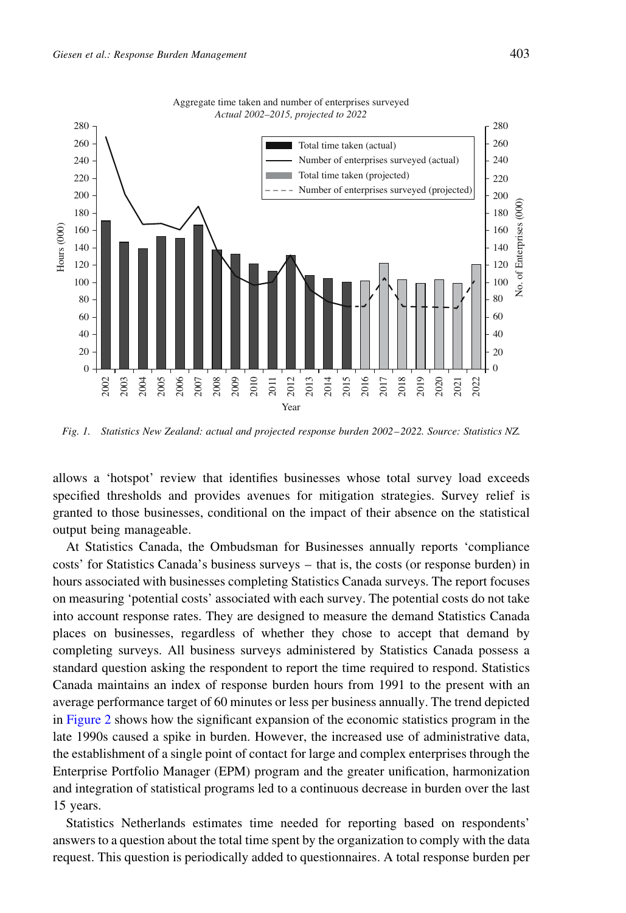Fig. 1. *Statistics New Zealand: actual and projected response burden 2002–2022. Source: Statistics NZ.*

allows a 'hotspot' review that identifies businesses whose total survey load exceeds specified thresholds and provides avenues for mitigation strategies. Survey relief is granted to those businesses, conditional on the impact of their absence on the statistical output being manageable.

At Statistics Canada, the Ombudsman for Businesses annually reports 'compliance costs' for Statistics Canada's business surveys – that is, the costs (or response burden) in hours associated with businesses completing Statistics Canada surveys. The report focuses on measuring 'potential costs' associated with each survey. The potential costs do not take into account response rates. They are designed to measure the demand Statistics Canada places on businesses, regardless of whether they chose to accept that demand by completing surveys. All business surveys administered by Statistics Canada possess a standard question asking the respondent to report the time required to respond. Statistics Canada maintains an index of response burden hours from 1991 to the present with an average performance target of 60 minutes or less per business annually. The trend depicted in Figure 2 shows how the significant expansion of the economic statistics program in the late 1990s caused a spike in burden. However, the increased use of administrative data, the establishment of a single point of contact for large and complex enterprises through the Enterprise Portfolio Manager (EPM) program and the greater unification, harmonization and integration of statistical programs led to a continuous decrease in burden over the last 15 years.

Statistics Netherlands estimates time needed for reporting based on respondents' answers to a question about the total time spent by the organization to comply with the data request. This question is periodically added to questionnaires. A total response burden per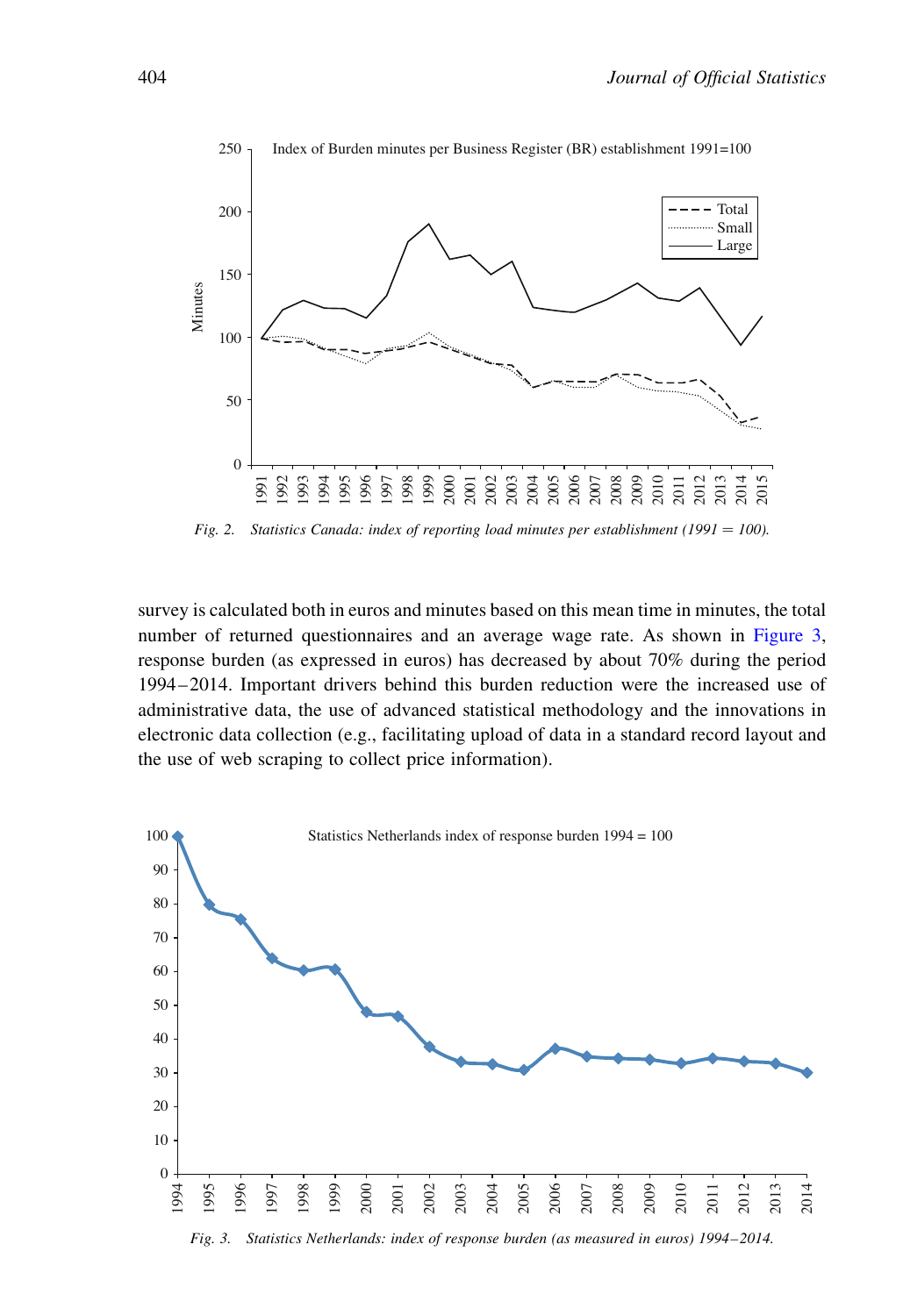Fig. 2. Statistics Canada: index of reporting load minutes per establishment (1991 = 100).

survey is calculated both in euros and minutes based on this mean time in minutes, the total number of returned questionnaires and an average wage rate. As shown in Figure 3, response burden (as expressed in euros) has decreased by about 70% during the period 1994–2014. Important drivers behind this burden reduction were the increased use of administrative data, the use of advanced statistical methodology and the innovations in electronic data collection (e.g., facilitating upload of data in a standard record layout and the use of web scraping to collect price information).

Fig. 3. Statistics Netherlands: index of response burden (as measured in euros) 1994–2014.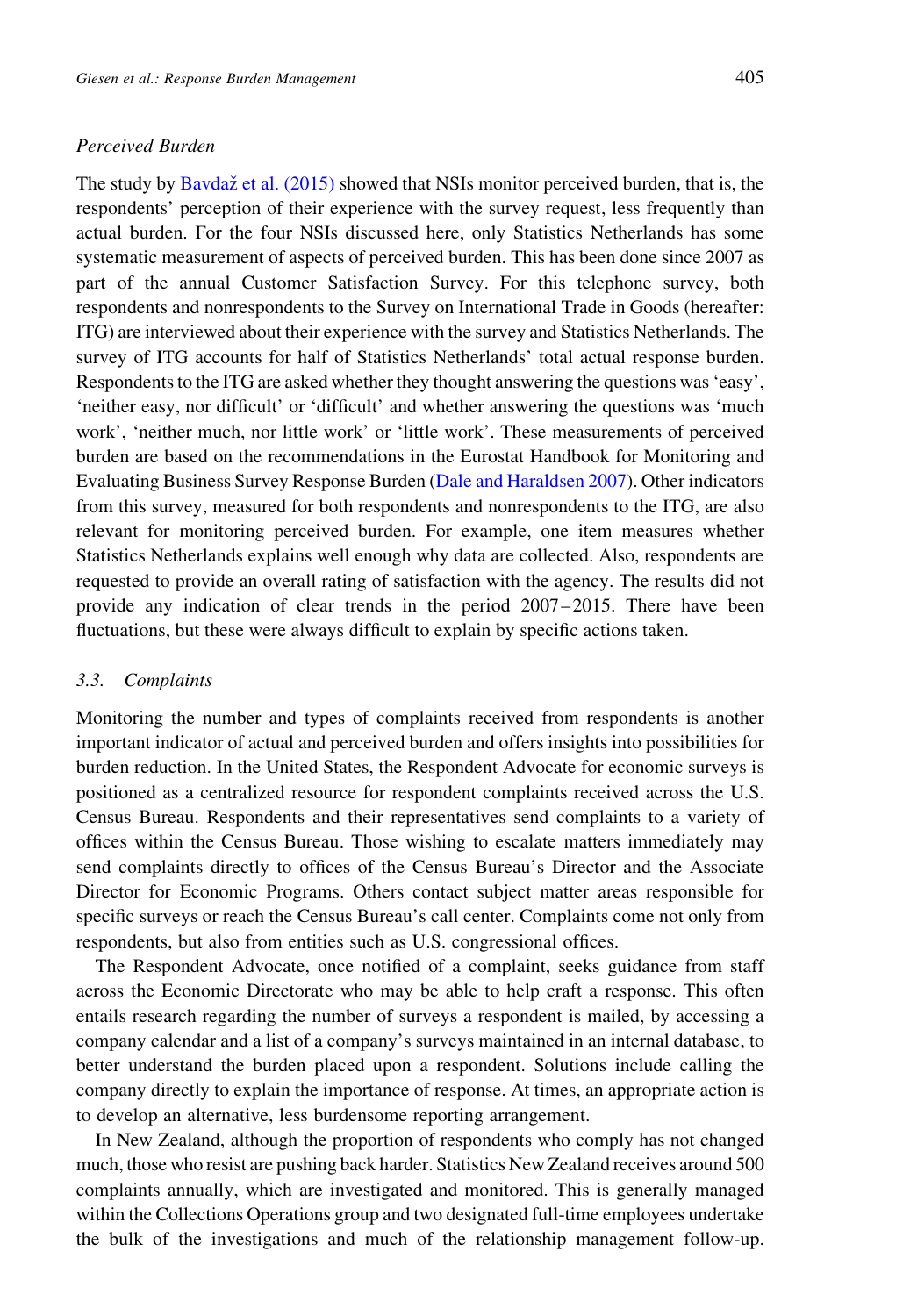*Perceived Burden*

The study by Bavdaž et al. (2015) showed that NSIs monitor perceived burden, that is, the respondents' perception of their experience with the survey request, less frequently than actual burden. For the four NSIs discussed here, only Statistics Netherlands has some systematic measurement of aspects of perceived burden. This has been done since 2007 as part of the annual Customer Satisfaction Survey. For this telephone survey, both respondents and nonrespondents to the Survey on International Trade in Goods (hereafter: ITG) are interviewed about their experience with the survey and Statistics Netherlands. The survey of ITG accounts for half of Statistics Netherlands' total actual response burden. Respondents to the ITG are asked whether they thought answering the questions was 'easy', 'neither easy, nor difficult' or 'difficult' and whether answering the questions was 'much work', 'neither much, nor little work' or 'little work'. These measurements of perceived burden are based on the recommendations in the Eurostat Handbook for Monitoring and Evaluating Business Survey Response Burden (Dale and Haraldsen 2007). Other indicators from this survey, measured for both respondents and nonrespondents to the ITG, are also relevant for monitoring perceived burden. For example, one item measures whether Statistics Netherlands explains well enough why data are collected. Also, respondents are requested to provide an overall rating of satisfaction with the agency. The results did not provide any indication of clear trends in the period 2007–2015. There have been fluctuations, but these were always difficult to explain by specific actions taken.

### 3.3. Complaints

Monitoring the number and types of complaints received from respondents is another important indicator of actual and perceived burden and offers insights into possibilities for burden reduction. In the United States, the Respondent Advocate for economic surveys is positioned as a centralized resource for respondent complaints received across the U.S. Census Bureau. Respondents and their representatives send complaints to a variety of offices within the Census Bureau. Those wishing to escalate matters immediately may send complaints directly to offices of the Census Bureau's Director and the Associate Director for Economic Programs. Others contact subject matter areas responsible for specific surveys or reach the Census Bureau's call center. Complaints come not only from respondents, but also from entities such as U.S. congressional offices.

The Respondent Advocate, once notified of a complaint, seeks guidance from staff across the Economic Directorate who may be able to help craft a response. This often entails research regarding the number of surveys a respondent is mailed, by accessing a company calendar and a list of a company's surveys maintained in an internal database, to better understand the burden placed upon a respondent. Solutions include calling the company directly to explain the importance of response. At times, an appropriate action is to develop an alternative, less burdensome reporting arrangement.

In New Zealand, although the proportion of respondents who comply has not changed much, those who resist are pushing back harder. Statistics New Zealand receives around 500 complaints annually, which are investigated and monitored. This is generally managed within the Collections Operations group and two designated full-time employees undertake the bulk of the investigations and much of the relationship management follow-up.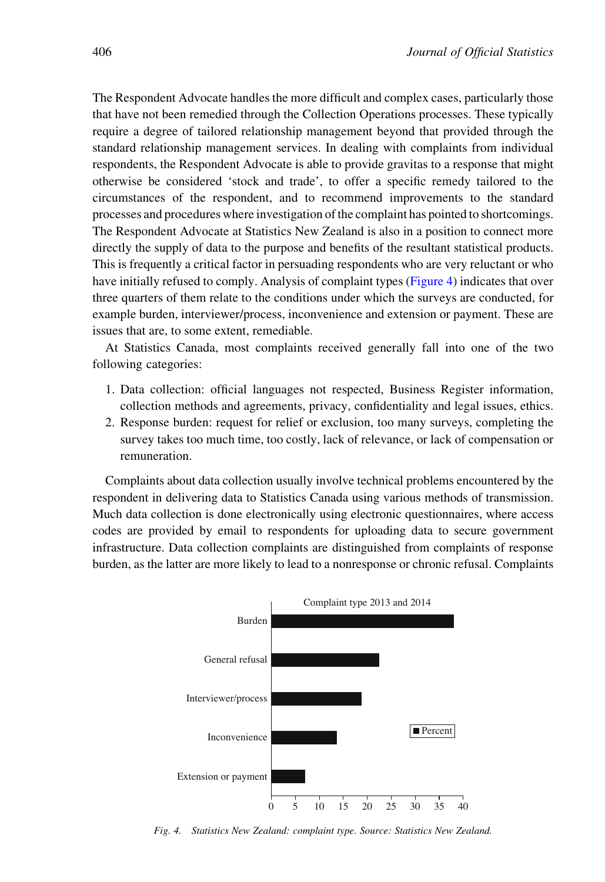The Respondent Advocate handles the more difficult and complex cases, particularly those that have not been remedied through the Collection Operations processes. These typically require a degree of tailored relationship management beyond that provided through the standard relationship management services. In dealing with complaints from individual respondents, the Respondent Advocate is able to provide gravitas to a response that might otherwise be considered 'stock and trade', to offer a specific remedy tailored to the circumstances of the respondent, and to recommend improvements to the standard processes and procedures where investigation of the complaint has pointed to shortcomings. The Respondent Advocate at Statistics New Zealand is also in a position to connect more directly the supply of data to the purpose and benefits of the resultant statistical products. This is frequently a critical factor in persuading respondents who are very reluctant or who have initially refused to comply. Analysis of complaint types (Figure 4) indicates that over three quarters of them relate to the conditions under which the surveys are conducted, for example burden, interviewer/process, inconvenience and extension or payment. These are issues that are, to some extent, remediable.

At Statistics Canada, most complaints received generally fall into one of the two following categories:

1. Data collection: official languages not respected, Business Register information, collection methods and agreements, privacy, confidentiality and legal issues, ethics.
2. Response burden: request for relief or exclusion, too many surveys, completing the survey takes too much time, too costly, lack of relevance, or lack of compensation or remuneration.

Complaints about data collection usually involve technical problems encountered by the respondent in delivering data to Statistics Canada using various methods of transmission. Much data collection is done electronically using electronic questionnaires, where access codes are provided by email to respondents for uploading data to secure government infrastructure. Data collection complaints are distinguished from complaints of response burden, as the latter are more likely to lead to a nonresponse or chronic refusal. Complaints

Complaint type 2013 and 2014

| Complaint type | Percent |
|---|---|
| Burden | ~38 |
| General refusal | ~22.5 |
| Interviewer/process | ~19 |
| Inconvenience | ~13.5 |
| Extension or payment | ~7 |

*Fig. 4. Statistics New Zealand: complaint type. Source: Statistics New Zealand.*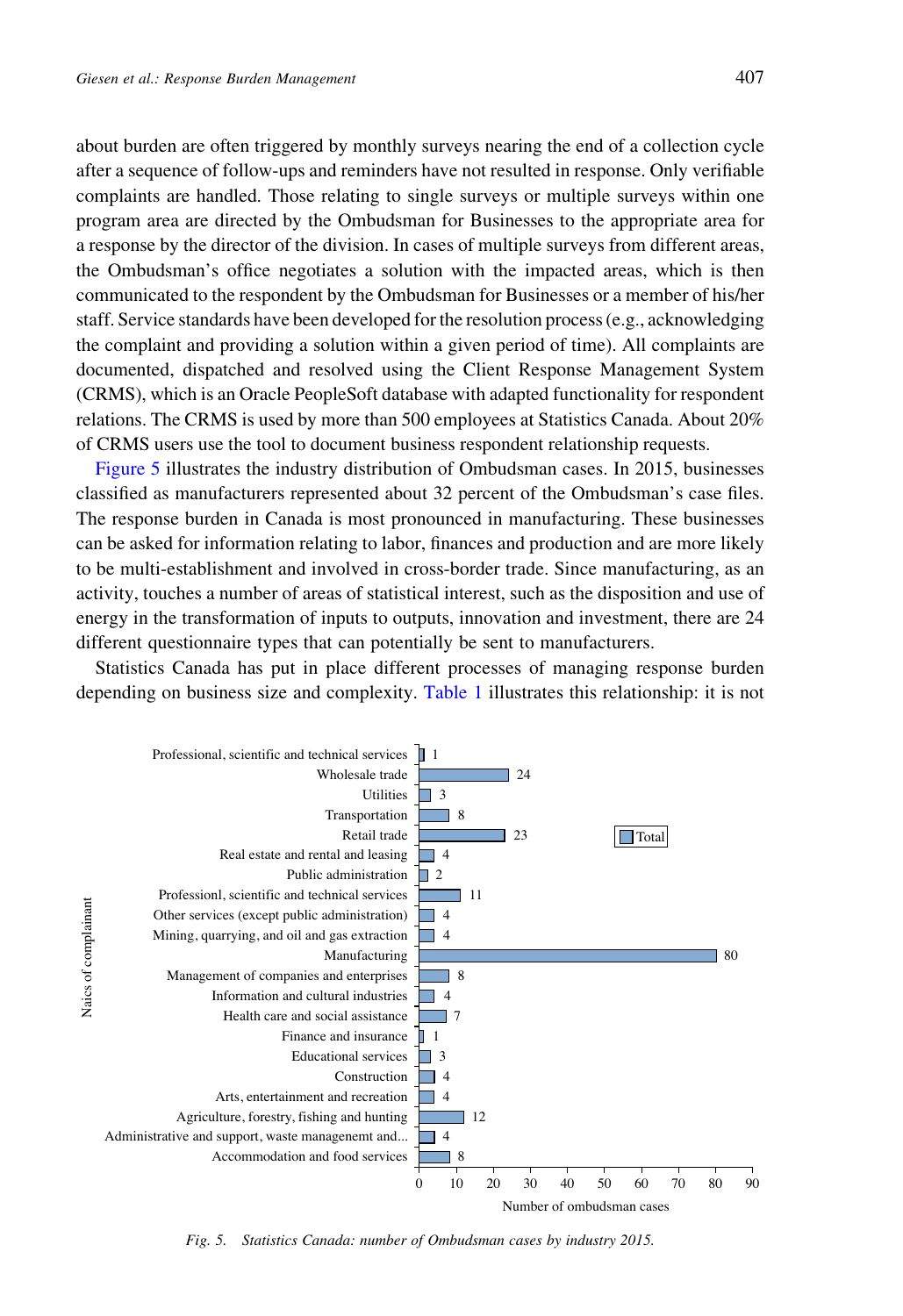about burden are often triggered by monthly surveys nearing the end of a collection cycle after a sequence of follow-ups and reminders have not resulted in response. Only verifiable complaints are handled. Those relating to single surveys or multiple surveys within one program area are directed by the Ombudsman for Businesses to the appropriate area for a response by the director of the division. In cases of multiple surveys from different areas, the Ombudsman's office negotiates a solution with the impacted areas, which is then communicated to the respondent by the Ombudsman for Businesses or a member of his/her staff. Service standards have been developed for the resolution process (e.g., acknowledging the complaint and providing a solution within a given period of time). All complaints are documented, dispatched and resolved using the Client Response Management System (CRMS), which is an Oracle PeopleSoft database with adapted functionality for respondent relations. The CRMS is used by more than 500 employees at Statistics Canada. About 20% of CRMS users use the tool to document business respondent relationship requests.

Figure 5 illustrates the industry distribution of Ombudsman cases. In 2015, businesses classified as manufacturers represented about 32 percent of the Ombudsman's case files. The response burden in Canada is most pronounced in manufacturing. These businesses can be asked for information relating to labor, finances and production and are more likely to be multi-establishment and involved in cross-border trade. Since manufacturing, as an activity, touches a number of areas of statistical interest, such as the disposition and use of energy in the transformation of inputs to outputs, innovation and investment, there are 24 different questionnaire types that can potentially be sent to manufacturers.

Statistics Canada has put in place different processes of managing response burden depending on business size and complexity. Table 1 illustrates this relationship: it is not

| Naics of complainant | Number of ombudsman cases (Total) |
|---|---|
| Professional, scientific and technical services | 1 |
| Wholesale trade | 24 |
| Utilities | 3 |
| Transportation | 8 |
| Retail trade | 23 |
| Real estate and rental and leasing | 4 |
| Public administration | 2 |
| Professionl, scientific and technical services | 11 |
| Other services (except public administration) | 4 |
| Mining, quarrying, and oil and gas extraction | 4 |
| Manufacturing | 80 |
| Management of companies and enterprises | 8 |
| Information and cultural industries | 4 |
| Health care and social assistance | 7 |
| Finance and insurance | 1 |
| Educational services | 3 |
| Construction | 4 |
| Arts, entertainment and recreation | 4 |
| Agriculture, forestry, fishing and hunting | 12 |
| Administrative and support, waste managenemt and... | 4 |
| Accommodation and food services | 8 |

*Fig. 5. Statistics Canada: number of Ombudsman cases by industry 2015.*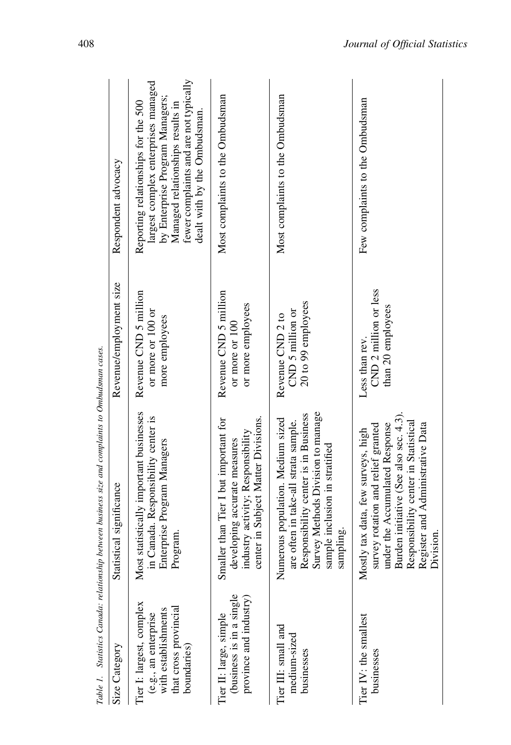Table 1. *Statistics Canada: relationship between business size and complaints to Ombudsman cases.*

| Size Category | Statistical significance | Revenue/employment size | Respondent advocacy |
|---|---|---|---|
| Tier I: largest, complex (e.g., an enterprise with establishments that cross provincial boundaries) | Most statistically important businesses in Canada. Responsibility center is Enterprise Program Managers Program. | Revenue CND 5 million or more or 100 or more employees | Reporting relationships for the 500 largest complex enterprises managed by Enterprise Program Managers; Managed relationships results in fewer complaints and are not typically dealt with by the Ombudsman. |
| Tier II: large, simple (business is in a single province and industry) | Smaller than Tier I but important for developing accurate measures industry activity; Responsibility center in Subject Matter Divisions. | Revenue CND 5 million or more or 100 or more employees | Most complaints to the Ombudsman |
| Tier III: small and medium-sized businesses | Numerous population. Medium sized are often in take-all strata sample. Responsibility center is in Business Survey Methods Division to manage sample inclusion in stratified sampling. | Revenue CND 2 to CND 5 million or 20 to 99 employees | Most complaints to the Ombudsman |
| Tier IV: the smallest businesses | Mostly tax data, few surveys, high survey rotation and relief granted under the Accumulated Response Burden initiative (See also sec. 4.3). Responsibility center in Statistical Register and Administrative Data Division. | Less than rev. CND 2 million or less than 20 employees | Few complaints to the Ombudsman |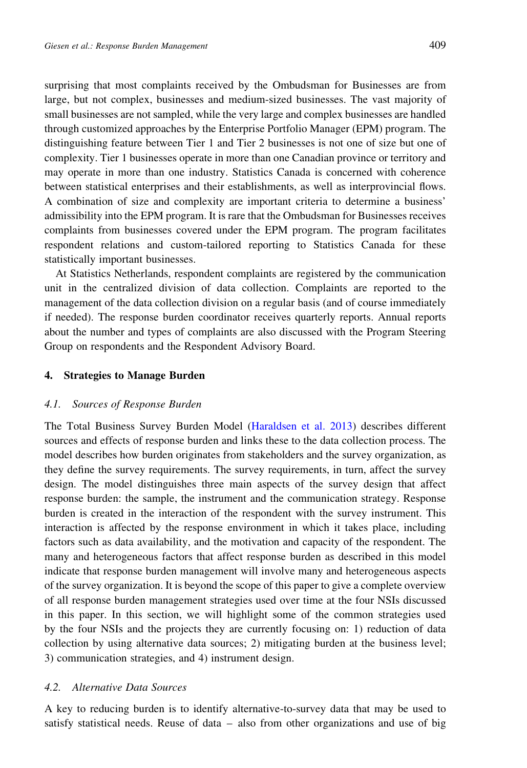surprising that most complaints received by the Ombudsman for Businesses are from large, but not complex, businesses and medium-sized businesses. The vast majority of small businesses are not sampled, while the very large and complex businesses are handled through customized approaches by the Enterprise Portfolio Manager (EPM) program. The distinguishing feature between Tier 1 and Tier 2 businesses is not one of size but one of complexity. Tier 1 businesses operate in more than one Canadian province or territory and may operate in more than one industry. Statistics Canada is concerned with coherence between statistical enterprises and their establishments, as well as interprovincial flows. A combination of size and complexity are important criteria to determine a business' admissibility into the EPM program. It is rare that the Ombudsman for Businesses receives complaints from businesses covered under the EPM program. The program facilitates respondent relations and custom-tailored reporting to Statistics Canada for these statistically important businesses.

At Statistics Netherlands, respondent complaints are registered by the communication unit in the centralized division of data collection. Complaints are reported to the management of the data collection division on a regular basis (and of course immediately if needed). The response burden coordinator receives quarterly reports. Annual reports about the number and types of complaints are also discussed with the Program Steering Group on respondents and the Respondent Advisory Board.

## 4. Strategies to Manage Burden

### *4.1. Sources of Response Burden*

The Total Business Survey Burden Model (Haraldsen et al. 2013) describes different sources and effects of response burden and links these to the data collection process. The model describes how burden originates from stakeholders and the survey organization, as they define the survey requirements. The survey requirements, in turn, affect the survey design. The model distinguishes three main aspects of the survey design that affect response burden: the sample, the instrument and the communication strategy. Response burden is created in the interaction of the respondent with the survey instrument. This interaction is affected by the response environment in which it takes place, including factors such as data availability, and the motivation and capacity of the respondent. The many and heterogeneous factors that affect response burden as described in this model indicate that response burden management will involve many and heterogeneous aspects of the survey organization. It is beyond the scope of this paper to give a complete overview of all response burden management strategies used over time at the four NSIs discussed in this paper. In this section, we will highlight some of the common strategies used by the four NSIs and the projects they are currently focusing on: 1) reduction of data collection by using alternative data sources; 2) mitigating burden at the business level; 3) communication strategies, and 4) instrument design.

### *4.2. Alternative Data Sources*

A key to reducing burden is to identify alternative-to-survey data that may be used to satisfy statistical needs. Reuse of data – also from other organizations and use of big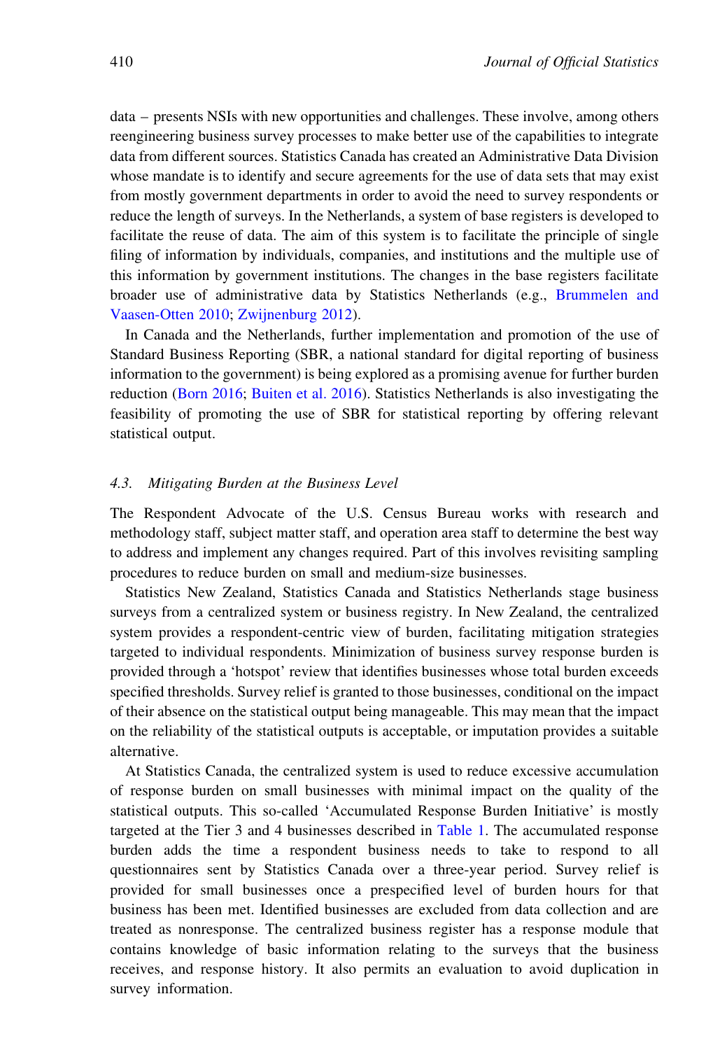data – presents NSIs with new opportunities and challenges. These involve, among others reengineering business survey processes to make better use of the capabilities to integrate data from different sources. Statistics Canada has created an Administrative Data Division whose mandate is to identify and secure agreements for the use of data sets that may exist from mostly government departments in order to avoid the need to survey respondents or reduce the length of surveys. In the Netherlands, a system of base registers is developed to facilitate the reuse of data. The aim of this system is to facilitate the principle of single filing of information by individuals, companies, and institutions and the multiple use of this information by government institutions. The changes in the base registers facilitate broader use of administrative data by Statistics Netherlands (e.g., Brummelen and Vaasen-Otten 2010; Zwijnenburg 2012).

In Canada and the Netherlands, further implementation and promotion of the use of Standard Business Reporting (SBR, a national standard for digital reporting of business information to the government) is being explored as a promising avenue for further burden reduction (Born 2016; Buiten et al. 2016). Statistics Netherlands is also investigating the feasibility of promoting the use of SBR for statistical reporting by offering relevant statistical output.

### 4.3. Mitigating Burden at the Business Level

The Respondent Advocate of the U.S. Census Bureau works with research and methodology staff, subject matter staff, and operation area staff to determine the best way to address and implement any changes required. Part of this involves revisiting sampling procedures to reduce burden on small and medium-size businesses.

Statistics New Zealand, Statistics Canada and Statistics Netherlands stage business surveys from a centralized system or business registry. In New Zealand, the centralized system provides a respondent-centric view of burden, facilitating mitigation strategies targeted to individual respondents. Minimization of business survey response burden is provided through a 'hotspot' review that identifies businesses whose total burden exceeds specified thresholds. Survey relief is granted to those businesses, conditional on the impact of their absence on the statistical output being manageable. This may mean that the impact on the reliability of the statistical outputs is acceptable, or imputation provides a suitable alternative.

At Statistics Canada, the centralized system is used to reduce excessive accumulation of response burden on small businesses with minimal impact on the quality of the statistical outputs. This so-called 'Accumulated Response Burden Initiative' is mostly targeted at the Tier 3 and 4 businesses described in Table 1. The accumulated response burden adds the time a respondent business needs to take to respond to all questionnaires sent by Statistics Canada over a three-year period. Survey relief is provided for small businesses once a prespecified level of burden hours for that business has been met. Identified businesses are excluded from data collection and are treated as nonresponse. The centralized business register has a response module that contains knowledge of basic information relating to the surveys that the business receives, and response history. It also permits an evaluation to avoid duplication in survey information.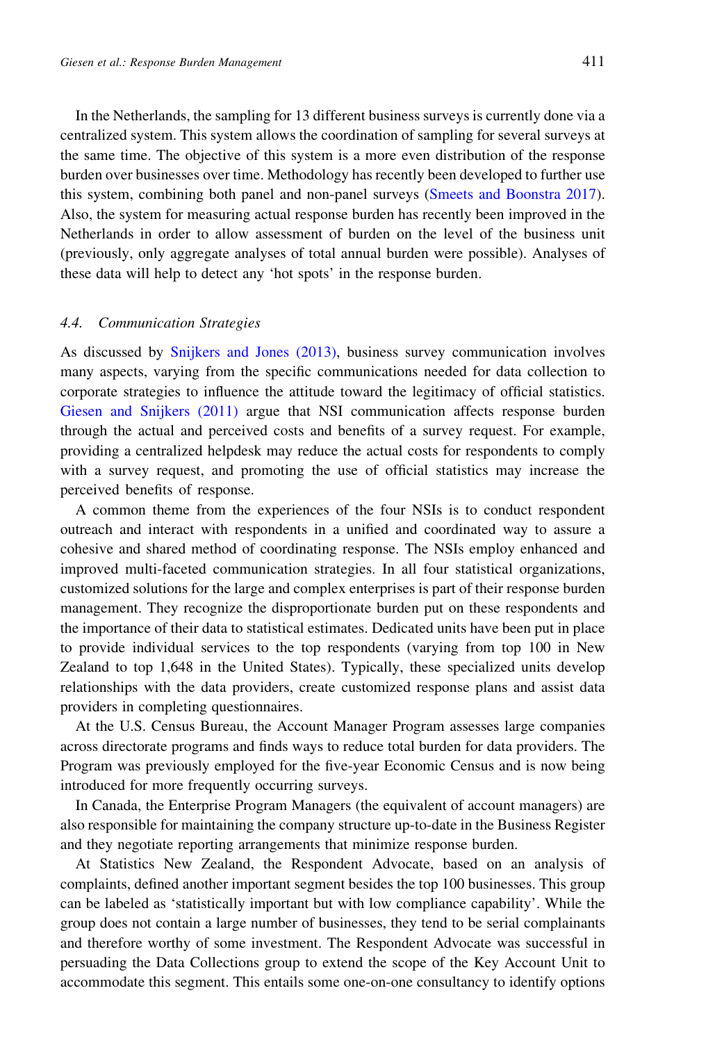In the Netherlands, the sampling for 13 different business surveys is currently done via a centralized system. This system allows the coordination of sampling for several surveys at the same time. The objective of this system is a more even distribution of the response burden over businesses over time. Methodology has recently been developed to further use this system, combining both panel and non-panel surveys (Smeets and Boonstra 2017). Also, the system for measuring actual response burden has recently been improved in the Netherlands in order to allow assessment of burden on the level of the business unit (previously, only aggregate analyses of total annual burden were possible). Analyses of these data will help to detect any 'hot spots' in the response burden.

### 4.4. *Communication Strategies*

As discussed by Snijkers and Jones (2013), business survey communication involves many aspects, varying from the specific communications needed for data collection to corporate strategies to influence the attitude toward the legitimacy of official statistics. Giesen and Snijkers (2011) argue that NSI communication affects response burden through the actual and perceived costs and benefits of a survey request. For example, providing a centralized helpdesk may reduce the actual costs for respondents to comply with a survey request, and promoting the use of official statistics may increase the perceived benefits of response.

A common theme from the experiences of the four NSIs is to conduct respondent outreach and interact with respondents in a unified and coordinated way to assure a cohesive and shared method of coordinating response. The NSIs employ enhanced and improved multi-faceted communication strategies. In all four statistical organizations, customized solutions for the large and complex enterprises is part of their response burden management. They recognize the disproportionate burden put on these respondents and the importance of their data to statistical estimates. Dedicated units have been put in place to provide individual services to the top respondents (varying from top 100 in New Zealand to top 1,648 in the United States). Typically, these specialized units develop relationships with the data providers, create customized response plans and assist data providers in completing questionnaires.

At the U.S. Census Bureau, the Account Manager Program assesses large companies across directorate programs and finds ways to reduce total burden for data providers. The Program was previously employed for the five-year Economic Census and is now being introduced for more frequently occurring surveys.

In Canada, the Enterprise Program Managers (the equivalent of account managers) are also responsible for maintaining the company structure up-to-date in the Business Register and they negotiate reporting arrangements that minimize response burden.

At Statistics New Zealand, the Respondent Advocate, based on an analysis of complaints, defined another important segment besides the top 100 businesses. This group can be labeled as 'statistically important but with low compliance capability'. While the group does not contain a large number of businesses, they tend to be serial complainants and therefore worthy of some investment. The Respondent Advocate was successful in persuading the Data Collections group to extend the scope of the Key Account Unit to accommodate this segment. This entails some one-on-one consultancy to identify options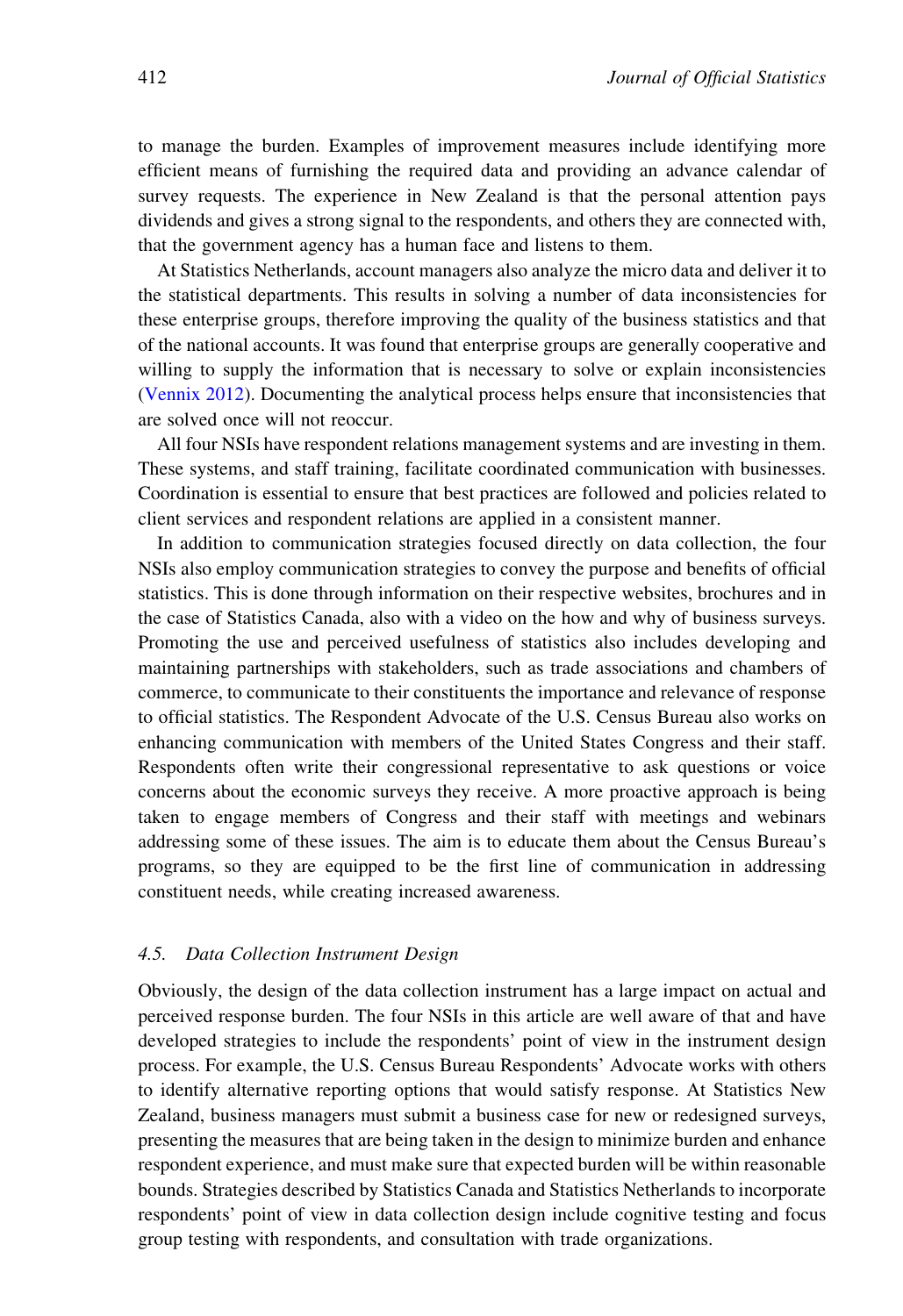to manage the burden. Examples of improvement measures include identifying more efficient means of furnishing the required data and providing an advance calendar of survey requests. The experience in New Zealand is that the personal attention pays dividends and gives a strong signal to the respondents, and others they are connected with, that the government agency has a human face and listens to them.

At Statistics Netherlands, account managers also analyze the micro data and deliver it to the statistical departments. This results in solving a number of data inconsistencies for these enterprise groups, therefore improving the quality of the business statistics and that of the national accounts. It was found that enterprise groups are generally cooperative and willing to supply the information that is necessary to solve or explain inconsistencies (Vennix 2012). Documenting the analytical process helps ensure that inconsistencies that are solved once will not reoccur.

All four NSIs have respondent relations management systems and are investing in them. These systems, and staff training, facilitate coordinated communication with businesses. Coordination is essential to ensure that best practices are followed and policies related to client services and respondent relations are applied in a consistent manner.

In addition to communication strategies focused directly on data collection, the four NSIs also employ communication strategies to convey the purpose and benefits of official statistics. This is done through information on their respective websites, brochures and in the case of Statistics Canada, also with a video on the how and why of business surveys. Promoting the use and perceived usefulness of statistics also includes developing and maintaining partnerships with stakeholders, such as trade associations and chambers of commerce, to communicate to their constituents the importance and relevance of response to official statistics. The Respondent Advocate of the U.S. Census Bureau also works on enhancing communication with members of the United States Congress and their staff. Respondents often write their congressional representative to ask questions or voice concerns about the economic surveys they receive. A more proactive approach is being taken to engage members of Congress and their staff with meetings and webinars addressing some of these issues. The aim is to educate them about the Census Bureau's programs, so they are equipped to be the first line of communication in addressing constituent needs, while creating increased awareness.

### 4.5. *Data Collection Instrument Design*

Obviously, the design of the data collection instrument has a large impact on actual and perceived response burden. The four NSIs in this article are well aware of that and have developed strategies to include the respondents' point of view in the instrument design process. For example, the U.S. Census Bureau Respondents' Advocate works with others to identify alternative reporting options that would satisfy response. At Statistics New Zealand, business managers must submit a business case for new or redesigned surveys, presenting the measures that are being taken in the design to minimize burden and enhance respondent experience, and must make sure that expected burden will be within reasonable bounds. Strategies described by Statistics Canada and Statistics Netherlands to incorporate respondents' point of view in data collection design include cognitive testing and focus group testing with respondents, and consultation with trade organizations.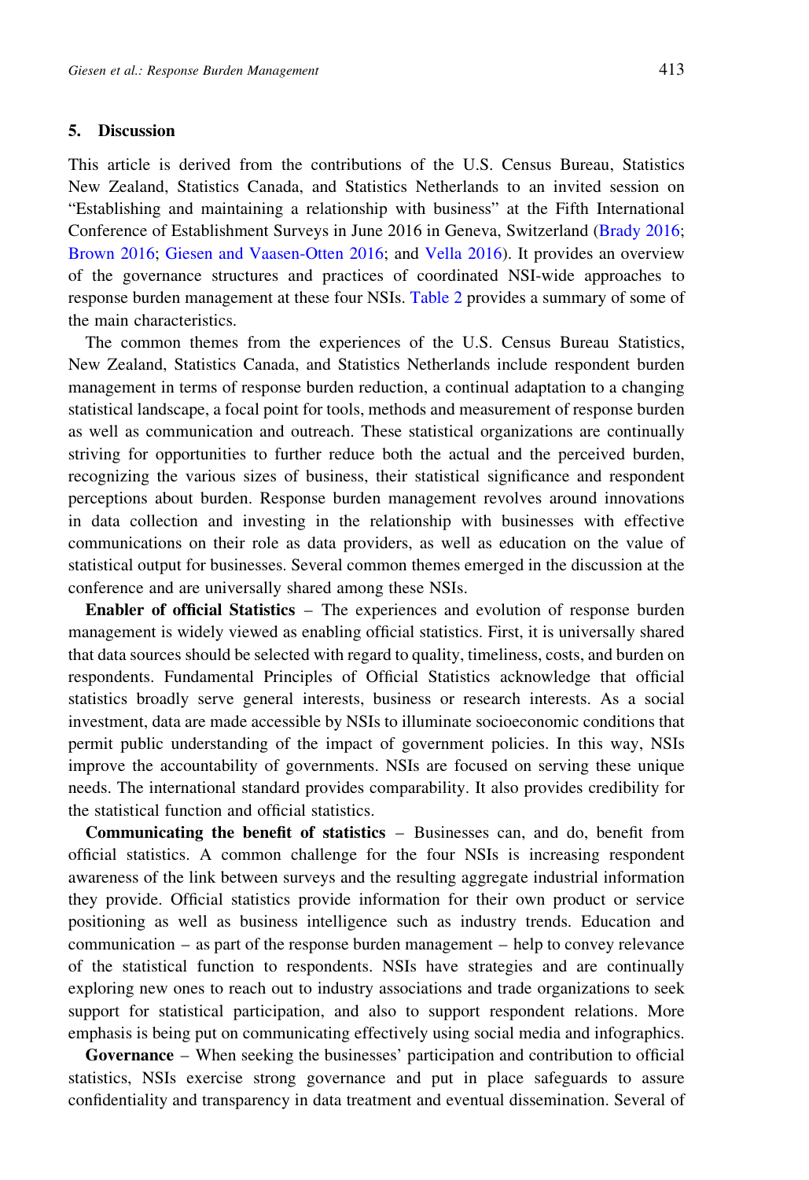## 5. Discussion

This article is derived from the contributions of the U.S. Census Bureau, Statistics New Zealand, Statistics Canada, and Statistics Netherlands to an invited session on "Establishing and maintaining a relationship with business" at the Fifth International Conference of Establishment Surveys in June 2016 in Geneva, Switzerland (Brady 2016; Brown 2016; Giesen and Vaasen-Otten 2016; and Vella 2016). It provides an overview of the governance structures and practices of coordinated NSI-wide approaches to response burden management at these four NSIs. Table 2 provides a summary of some of the main characteristics.

The common themes from the experiences of the U.S. Census Bureau Statistics, New Zealand, Statistics Canada, and Statistics Netherlands include respondent burden management in terms of response burden reduction, a continual adaptation to a changing statistical landscape, a focal point for tools, methods and measurement of response burden as well as communication and outreach. These statistical organizations are continually striving for opportunities to further reduce both the actual and the perceived burden, recognizing the various sizes of business, their statistical significance and respondent perceptions about burden. Response burden management revolves around innovations in data collection and investing in the relationship with businesses with effective communications on their role as data providers, as well as education on the value of statistical output for businesses. Several common themes emerged in the discussion at the conference and are universally shared among these NSIs.

**Enabler of official Statistics** – The experiences and evolution of response burden management is widely viewed as enabling official statistics. First, it is universally shared that data sources should be selected with regard to quality, timeliness, costs, and burden on respondents. Fundamental Principles of Official Statistics acknowledge that official statistics broadly serve general interests, business or research interests. As a social investment, data are made accessible by NSIs to illuminate socioeconomic conditions that permit public understanding of the impact of government policies. In this way, NSIs improve the accountability of governments. NSIs are focused on serving these unique needs. The international standard provides comparability. It also provides credibility for the statistical function and official statistics.

**Communicating the benefit of statistics** – Businesses can, and do, benefit from official statistics. A common challenge for the four NSIs is increasing respondent awareness of the link between surveys and the resulting aggregate industrial information they provide. Official statistics provide information for their own product or service positioning as well as business intelligence such as industry trends. Education and communication – as part of the response burden management – help to convey relevance of the statistical function to respondents. NSIs have strategies and are continually exploring new ones to reach out to industry associations and trade organizations to seek support for statistical participation, and also to support respondent relations. More emphasis is being put on communicating effectively using social media and infographics.

**Governance** – When seeking the businesses' participation and contribution to official statistics, NSIs exercise strong governance and put in place safeguards to assure confidentiality and transparency in data treatment and eventual dissemination. Several of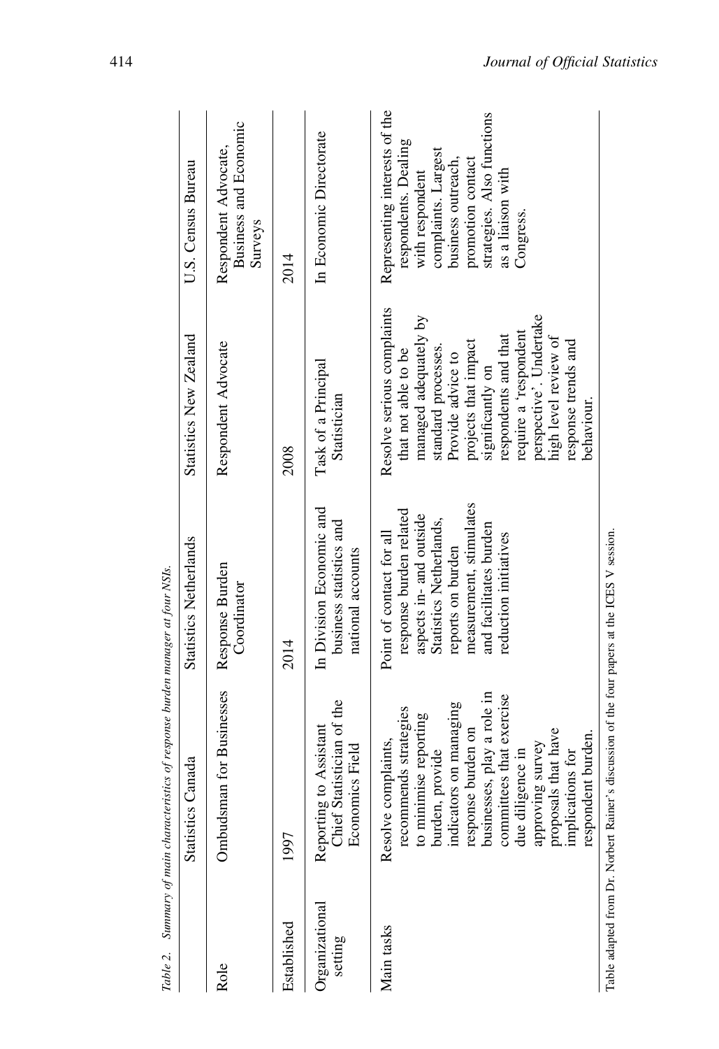Table 2. *Summary of main characteristics of response burden manager at four NSIs.*

| | Statistics Canada | Statistics Netherlands | Statistics New Zealand | U.S. Census Bureau |
|---|---|---|---|---|
| Role | Ombudsman for Businesses | Response Burden Coordinator | Respondent Advocate | Respondent Advocate, Business and Economic Surveys |
| Established | 1997 | 2014 | 2008 | 2014 |
| Organizational setting | Reporting to Assistant Chief Statistician of the Economics Field | In Division Economic and business statistics and national accounts | Task of a Principal Statistician | In Economic Directorate |
| Main tasks | Resolve complaints, recommends strategies to minimise reporting burden, provide indicators on managing response burden on businesses, play a role in committees that exercise due diligence in approving survey proposals that have implications for respondent burden. | Point of contact for all response burden related aspects in- and outside Statistics Netherlands, reports on burden measurement, stimulates and facilitates burden reduction initiatives | Resolve serious complaints that not able to be managed adequately by standard processes. Provide advice to projects that impact significantly on respondents and that require a 'respondent perspective'. Undertake high level review of response trends and behaviour. | Representing interests of the respondents. Dealing with respondent complaints. Largest business outreach, promotion contact strategies. Also functions as a liaison with Congress. |

Table adapted from Dr. Norbert Rainer's discussion of the four papers at the ICES V session.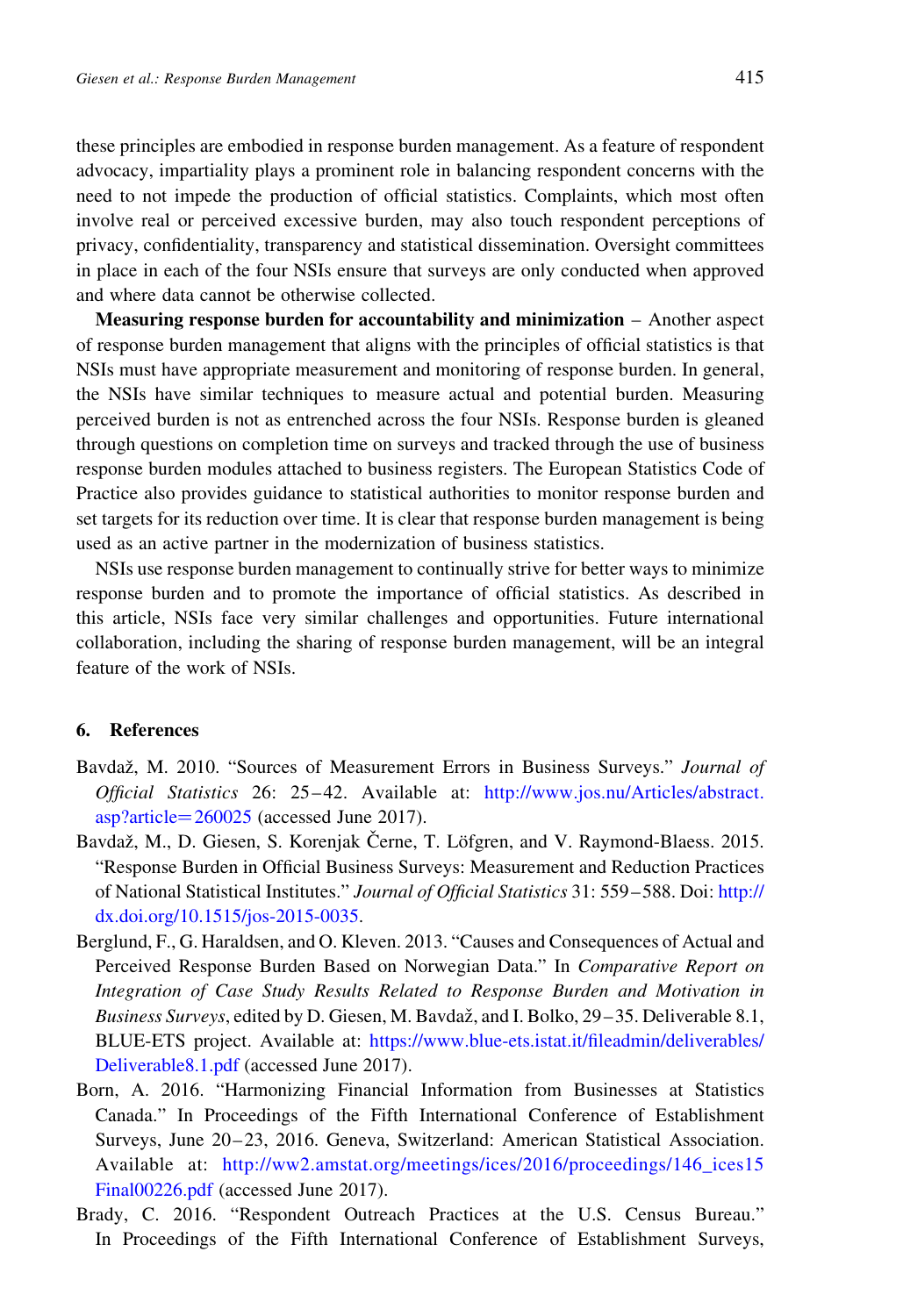these principles are embodied in response burden management. As a feature of respondent advocacy, impartiality plays a prominent role in balancing respondent concerns with the need to not impede the production of official statistics. Complaints, which most often involve real or perceived excessive burden, may also touch respondent perceptions of privacy, confidentiality, transparency and statistical dissemination. Oversight committees in place in each of the four NSIs ensure that surveys are only conducted when approved and where data cannot be otherwise collected.

**Measuring response burden for accountability and minimization** – Another aspect of response burden management that aligns with the principles of official statistics is that NSIs must have appropriate measurement and monitoring of response burden. In general, the NSIs have similar techniques to measure actual and potential burden. Measuring perceived burden is not as entrenched across the four NSIs. Response burden is gleaned through questions on completion time on surveys and tracked through the use of business response burden modules attached to business registers. The European Statistics Code of Practice also provides guidance to statistical authorities to monitor response burden and set targets for its reduction over time. It is clear that response burden management is being used as an active partner in the modernization of business statistics.

NSIs use response burden management to continually strive for better ways to minimize response burden and to promote the importance of official statistics. As described in this article, NSIs face very similar challenges and opportunities. Future international collaboration, including the sharing of response burden management, will be an integral feature of the work of NSIs.

## 6. References

Bavdaž, M. 2010. "Sources of Measurement Errors in Business Surveys." *Journal of Official Statistics* 26: 25–42. Available at: http://www.jos.nu/Articles/abstract.asp?article=260025 (accessed June 2017).

Bavdaž, M., D. Giesen, S. Korenjak Černe, T. Löfgren, and V. Raymond-Blaess. 2015. "Response Burden in Official Business Surveys: Measurement and Reduction Practices of National Statistical Institutes." *Journal of Official Statistics* 31: 559–588. Doi: http://dx.doi.org/10.1515/jos-2015-0035.

Berglund, F., G. Haraldsen, and O. Kleven. 2013. "Causes and Consequences of Actual and Perceived Response Burden Based on Norwegian Data." In *Comparative Report on Integration of Case Study Results Related to Response Burden and Motivation in Business Surveys*, edited by D. Giesen, M. Bavdaž, and I. Bolko, 29–35. Deliverable 8.1, BLUE-ETS project. Available at: https://www.blue-ets.istat.it/fileadmin/deliverables/Deliverable8.1.pdf (accessed June 2017).

Born, A. 2016. "Harmonizing Financial Information from Businesses at Statistics Canada." In Proceedings of the Fifth International Conference of Establishment Surveys, June 20–23, 2016. Geneva, Switzerland: American Statistical Association. Available at: http://ww2.amstat.org/meetings/ices/2016/proceedings/146_ices15Final00226.pdf (accessed June 2017).

Brady, C. 2016. "Respondent Outreach Practices at the U.S. Census Bureau." In Proceedings of the Fifth International Conference of Establishment Surveys,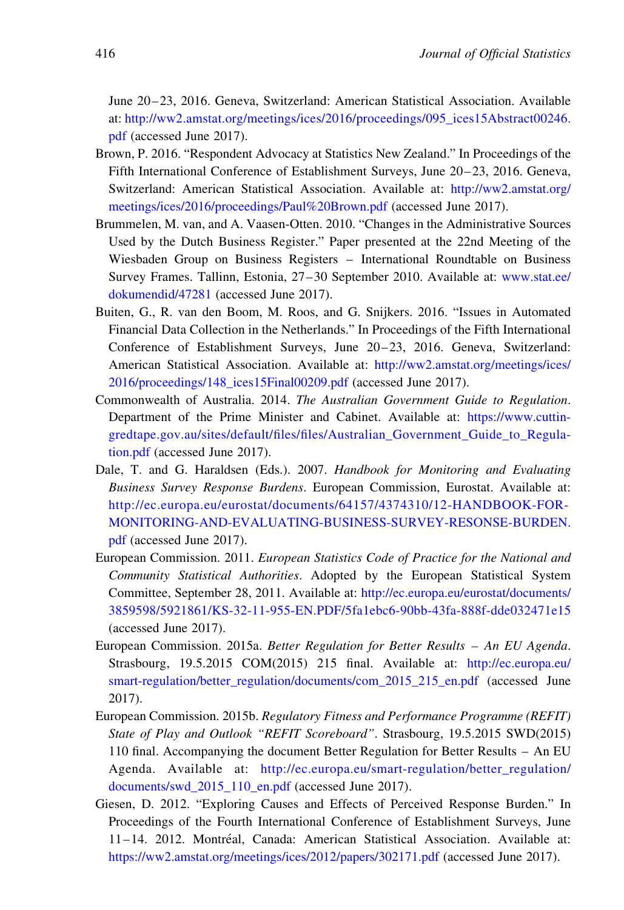June 20–23, 2016. Geneva, Switzerland: American Statistical Association. Available at: http://ww2.amstat.org/meetings/ices/2016/proceedings/095_ices15Abstract00246.pdf (accessed June 2017).

Brown, P. 2016. "Respondent Advocacy at Statistics New Zealand." In Proceedings of the Fifth International Conference of Establishment Surveys, June 20–23, 2016. Geneva, Switzerland: American Statistical Association. Available at: http://ww2.amstat.org/meetings/ices/2016/proceedings/Paul%20Brown.pdf (accessed June 2017).

Brummelen, M. van, and A. Vaasen-Otten. 2010. "Changes in the Administrative Sources Used by the Dutch Business Register." Paper presented at the 22nd Meeting of the Wiesbaden Group on Business Registers – International Roundtable on Business Survey Frames. Tallinn, Estonia, 27–30 September 2010. Available at: www.stat.ee/dokumendid/47281 (accessed June 2017).

Buiten, G., R. van den Boom, M. Roos, and G. Snijkers. 2016. "Issues in Automated Financial Data Collection in the Netherlands." In Proceedings of the Fifth International Conference of Establishment Surveys, June 20–23, 2016. Geneva, Switzerland: American Statistical Association. Available at: http://ww2.amstat.org/meetings/ices/2016/proceedings/148_ices15Final00209.pdf (accessed June 2017).

Commonwealth of Australia. 2014. *The Australian Government Guide to Regulation*. Department of the Prime Minister and Cabinet. Available at: https://www.cuttingredtape.gov.au/sites/default/files/files/Australian_Government_Guide_to_Regulation.pdf (accessed June 2017).

Dale, T. and G. Haraldsen (Eds.). 2007. *Handbook for Monitoring and Evaluating Business Survey Response Burdens*. European Commission, Eurostat. Available at: http://ec.europa.eu/eurostat/documents/64157/4374310/12-HANDBOOK-FOR-MONITORING-AND-EVALUATING-BUSINESS-SURVEY-RESONSE-BURDEN.pdf (accessed June 2017).

European Commission. 2011. *European Statistics Code of Practice for the National and Community Statistical Authorities*. Adopted by the European Statistical System Committee, September 28, 2011. Available at: http://ec.europa.eu/eurostat/documents/3859598/5921861/KS-32-11-955-EN.PDF/5fa1ebc6-90bb-43fa-888f-dde032471e15 (accessed June 2017).

European Commission. 2015a. *Better Regulation for Better Results – An EU Agenda*. Strasbourg, 19.5.2015 COM(2015) 215 final. Available at: http://ec.europa.eu/smart-regulation/better_regulation/documents/com_2015_215_en.pdf (accessed June 2017).

European Commission. 2015b. *Regulatory Fitness and Performance Programme (REFIT) State of Play and Outlook "REFIT Scoreboard"*. Strasbourg, 19.5.2015 SWD(2015) 110 final. Accompanying the document Better Regulation for Better Results – An EU Agenda. Available at: http://ec.europa.eu/smart-regulation/better_regulation/documents/swd_2015_110_en.pdf (accessed June 2017).

Giesen, D. 2012. "Exploring Causes and Effects of Perceived Response Burden." In Proceedings of the Fourth International Conference of Establishment Surveys, June 11–14. 2012. Montréal, Canada: American Statistical Association. Available at: https://ww2.amstat.org/meetings/ices/2012/papers/302171.pdf (accessed June 2017).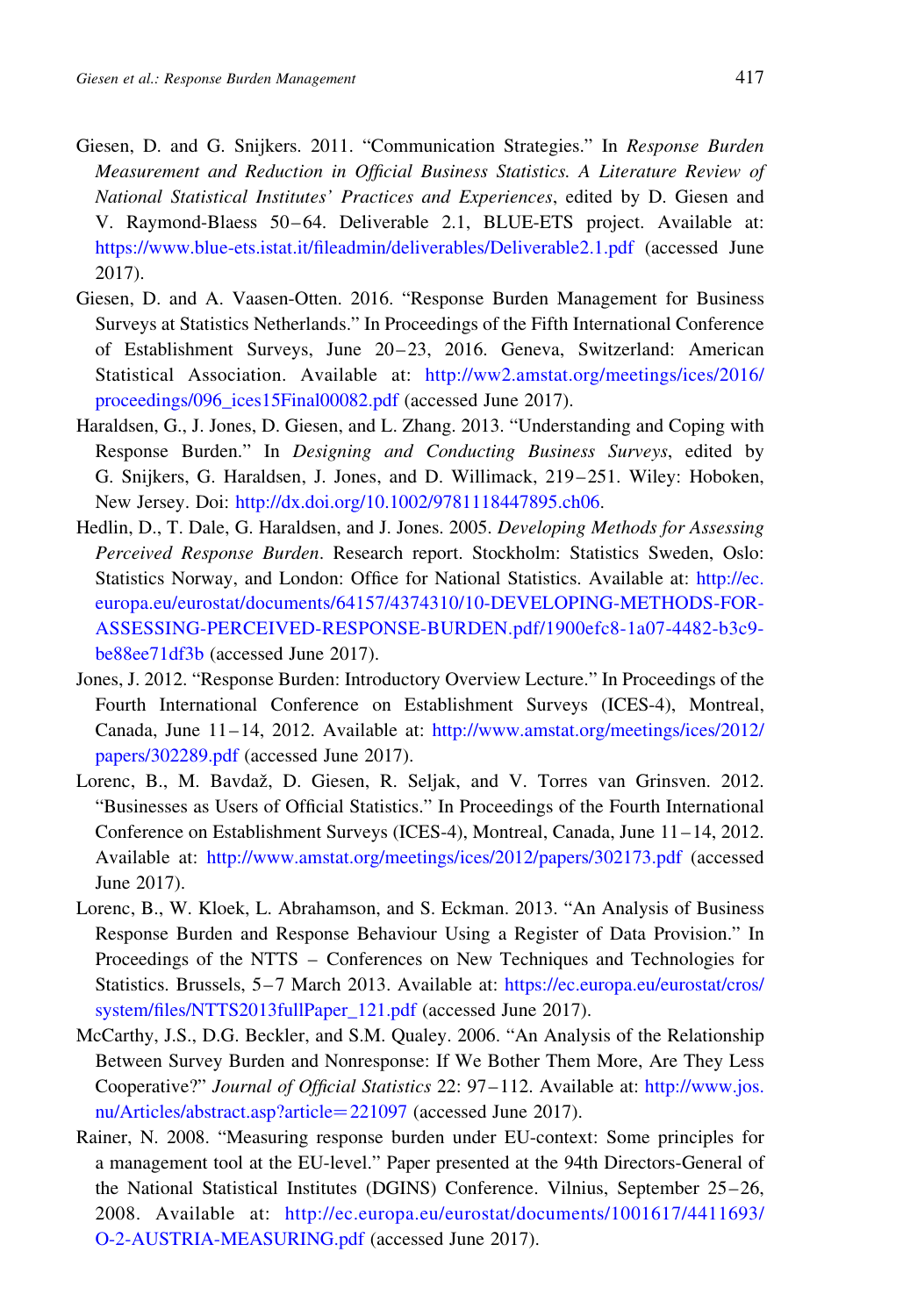Giesen, D. and G. Snijkers. 2011. "Communication Strategies." In *Response Burden Measurement and Reduction in Official Business Statistics. A Literature Review of National Statistical Institutes' Practices and Experiences*, edited by D. Giesen and V. Raymond-Blaess 50–64. Deliverable 2.1, BLUE-ETS project. Available at: https://www.blue-ets.istat.it/fileadmin/deliverables/Deliverable2.1.pdf (accessed June 2017).

Giesen, D. and A. Vaasen-Otten. 2016. "Response Burden Management for Business Surveys at Statistics Netherlands." In Proceedings of the Fifth International Conference of Establishment Surveys, June 20–23, 2016. Geneva, Switzerland: American Statistical Association. Available at: http://ww2.amstat.org/meetings/ices/2016/proceedings/096_ices15Final00082.pdf (accessed June 2017).

Haraldsen, G., J. Jones, D. Giesen, and L. Zhang. 2013. "Understanding and Coping with Response Burden." In *Designing and Conducting Business Surveys*, edited by G. Snijkers, G. Haraldsen, J. Jones, and D. Willimack, 219–251. Wiley: Hoboken, New Jersey. Doi: http://dx.doi.org/10.1002/9781118447895.ch06.

Hedlin, D., T. Dale, G. Haraldsen, and J. Jones. 2005. *Developing Methods for Assessing Perceived Response Burden*. Research report. Stockholm: Statistics Sweden, Oslo: Statistics Norway, and London: Office for National Statistics. Available at: http://ec.europa.eu/eurostat/documents/64157/4374310/10-DEVELOPING-METHODS-FOR-ASSESSING-PERCEIVED-RESPONSE-BURDEN.pdf/1900efc8-1a07-4482-b3c9-be88ee71df3b (accessed June 2017).

Jones, J. 2012. "Response Burden: Introductory Overview Lecture." In Proceedings of the Fourth International Conference on Establishment Surveys (ICES-4), Montreal, Canada, June 11–14, 2012. Available at: http://www.amstat.org/meetings/ices/2012/papers/302289.pdf (accessed June 2017).

Lorenc, B., M. Bavdaž, D. Giesen, R. Seljak, and V. Torres van Grinsven. 2012. "Businesses as Users of Official Statistics." In Proceedings of the Fourth International Conference on Establishment Surveys (ICES-4), Montreal, Canada, June 11–14, 2012. Available at: http://www.amstat.org/meetings/ices/2012/papers/302173.pdf (accessed June 2017).

Lorenc, B., W. Kloek, L. Abrahamson, and S. Eckman. 2013. "An Analysis of Business Response Burden and Response Behaviour Using a Register of Data Provision." In Proceedings of the NTTS – Conferences on New Techniques and Technologies for Statistics. Brussels, 5–7 March 2013. Available at: https://ec.europa.eu/eurostat/cros/system/files/NTTS2013fullPaper_121.pdf (accessed June 2017).

McCarthy, J.S., D.G. Beckler, and S.M. Qualey. 2006. "An Analysis of the Relationship Between Survey Burden and Nonresponse: If We Bother Them More, Are They Less Cooperative?" *Journal of Official Statistics* 22: 97–112. Available at: http://www.jos.nu/Articles/abstract.asp?article=221097 (accessed June 2017).

Rainer, N. 2008. "Measuring response burden under EU-context: Some principles for a management tool at the EU-level." Paper presented at the 94th Directors-General of the National Statistical Institutes (DGINS) Conference. Vilnius, September 25–26, 2008. Available at: http://ec.europa.eu/eurostat/documents/1001617/4411693/O-2-AUSTRIA-MEASURING.pdf (accessed June 2017).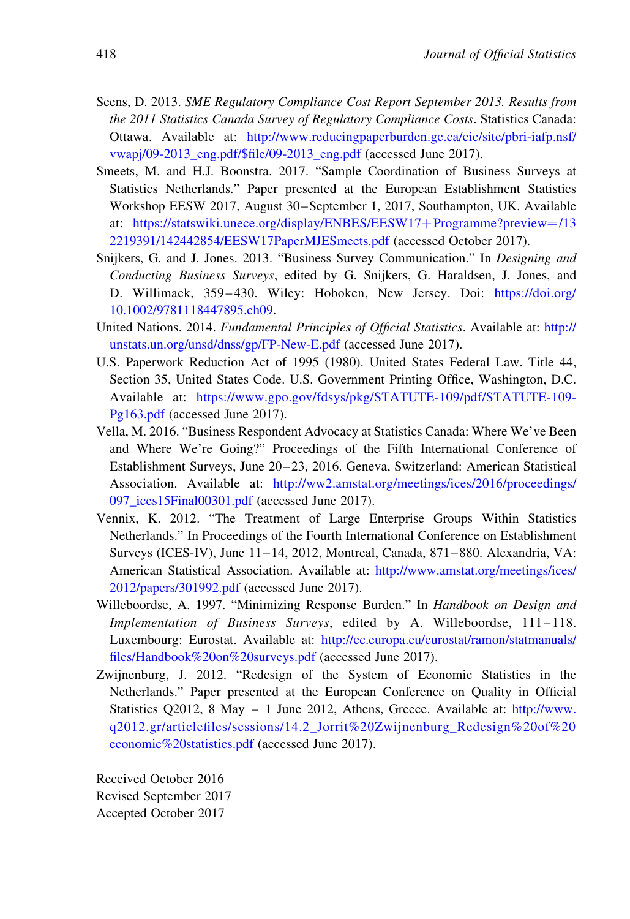Seens, D. 2013. *SME Regulatory Compliance Cost Report September 2013. Results from the 2011 Statistics Canada Survey of Regulatory Compliance Costs*. Statistics Canada: Ottawa. Available at: http://www.reducingpaperburden.gc.ca/eic/site/pbri-iafp.nsf/vwapj/09-2013_eng.pdf/$file/09-2013_eng.pdf (accessed June 2017).

Smeets, M. and H.J. Boonstra. 2017. "Sample Coordination of Business Surveys at Statistics Netherlands." Paper presented at the European Establishment Statistics Workshop EESW 2017, August 30–September 1, 2017, Southampton, UK. Available at: https://statswiki.unece.org/display/ENBES/EESW17+Programme?preview=/132219391/142442854/EESW17PaperMJESmeets.pdf (accessed October 2017).

Snijkers, G. and J. Jones. 2013. "Business Survey Communication." In *Designing and Conducting Business Surveys*, edited by G. Snijkers, G. Haraldsen, J. Jones, and D. Willimack, 359–430. Wiley: Hoboken, New Jersey. Doi: https://doi.org/10.1002/9781118447895.ch09.

United Nations. 2014. *Fundamental Principles of Official Statistics*. Available at: http://unstats.un.org/unsd/dnss/gp/FP-New-E.pdf (accessed June 2017).

U.S. Paperwork Reduction Act of 1995 (1980). United States Federal Law. Title 44, Section 35, United States Code. U.S. Government Printing Office, Washington, D.C. Available at: https://www.gpo.gov/fdsys/pkg/STATUTE-109/pdf/STATUTE-109-Pg163.pdf (accessed June 2017).

Vella, M. 2016. "Business Respondent Advocacy at Statistics Canada: Where We've Been and Where We're Going?" Proceedings of the Fifth International Conference of Establishment Surveys, June 20–23, 2016. Geneva, Switzerland: American Statistical Association. Available at: http://ww2.amstat.org/meetings/ices/2016/proceedings/097_ices15Final00301.pdf (accessed June 2017).

Vennix, K. 2012. "The Treatment of Large Enterprise Groups Within Statistics Netherlands." In Proceedings of the Fourth International Conference on Establishment Surveys (ICES-IV), June 11–14, 2012, Montreal, Canada, 871–880. Alexandria, VA: American Statistical Association. Available at: http://www.amstat.org/meetings/ices/2012/papers/301992.pdf (accessed June 2017).

Willeboordse, A. 1997. "Minimizing Response Burden." In *Handbook on Design and Implementation of Business Surveys*, edited by A. Willeboordse, 111–118. Luxembourg: Eurostat. Available at: http://ec.europa.eu/eurostat/ramon/statmanuals/files/Handbook%20on%20surveys.pdf (accessed June 2017).

Zwijnenburg, J. 2012. "Redesign of the System of Economic Statistics in the Netherlands." Paper presented at the European Conference on Quality in Official Statistics Q2012, 8 May – 1 June 2012, Athens, Greece. Available at: http://www.q2012.gr/articlefiles/sessions/14.2_Jorrit%20Zwijnenburg_Redesign%20of%20economic%20statistics.pdf (accessed June 2017).

Received October 2016
Revised September 2017
Accepted October 2017